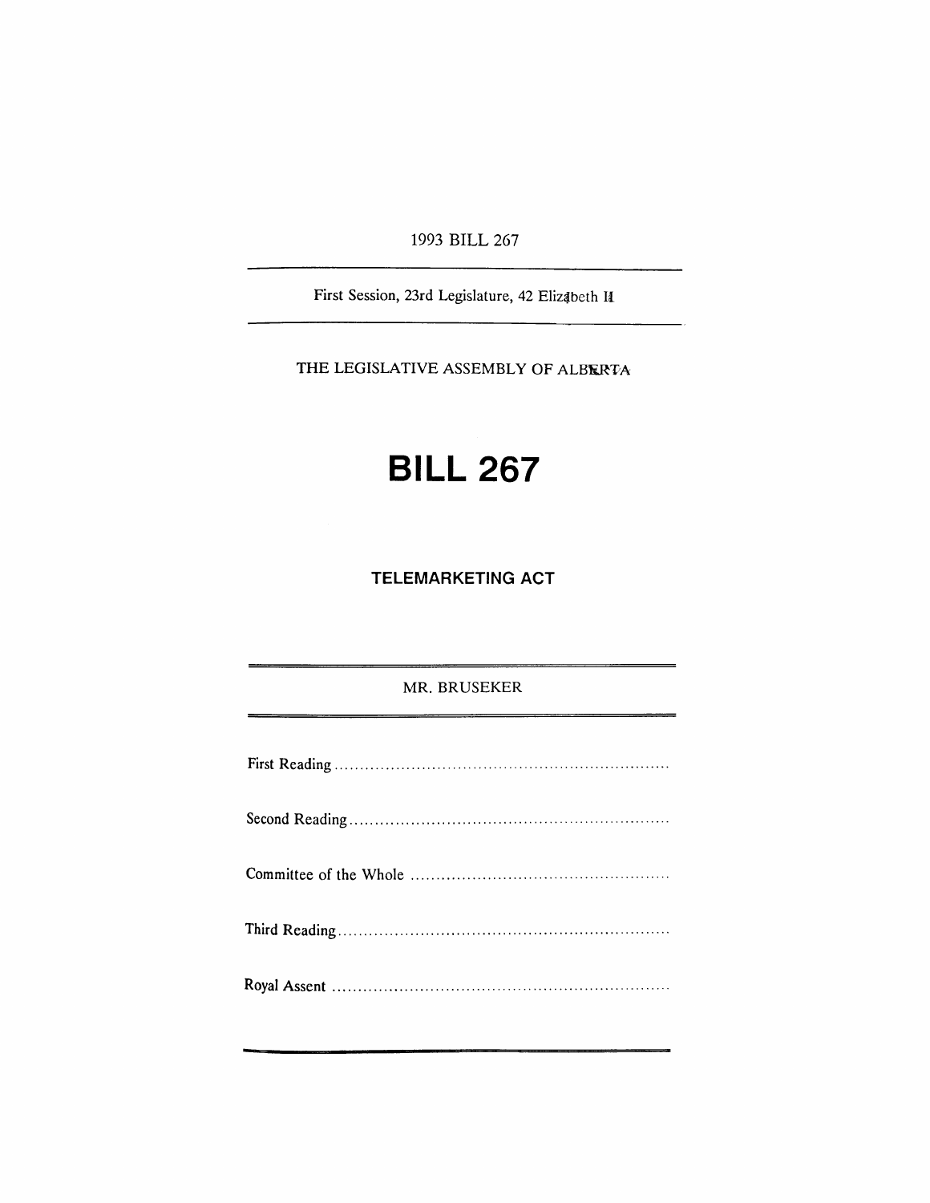1993 BILL 267

First Session, 23rd Legislature, 42 Elizabeth II

THE LEGISLATIVE ASSEMBLY OF ALBERTA

# BILL 267

## TELEMARKETING ACT

MR. BRUSEKER

First Reading ................................................................

Second Reading ................................................................

Committee of the Whole ................................................................

Third Reading ................................................................

Royal Assent ................................................................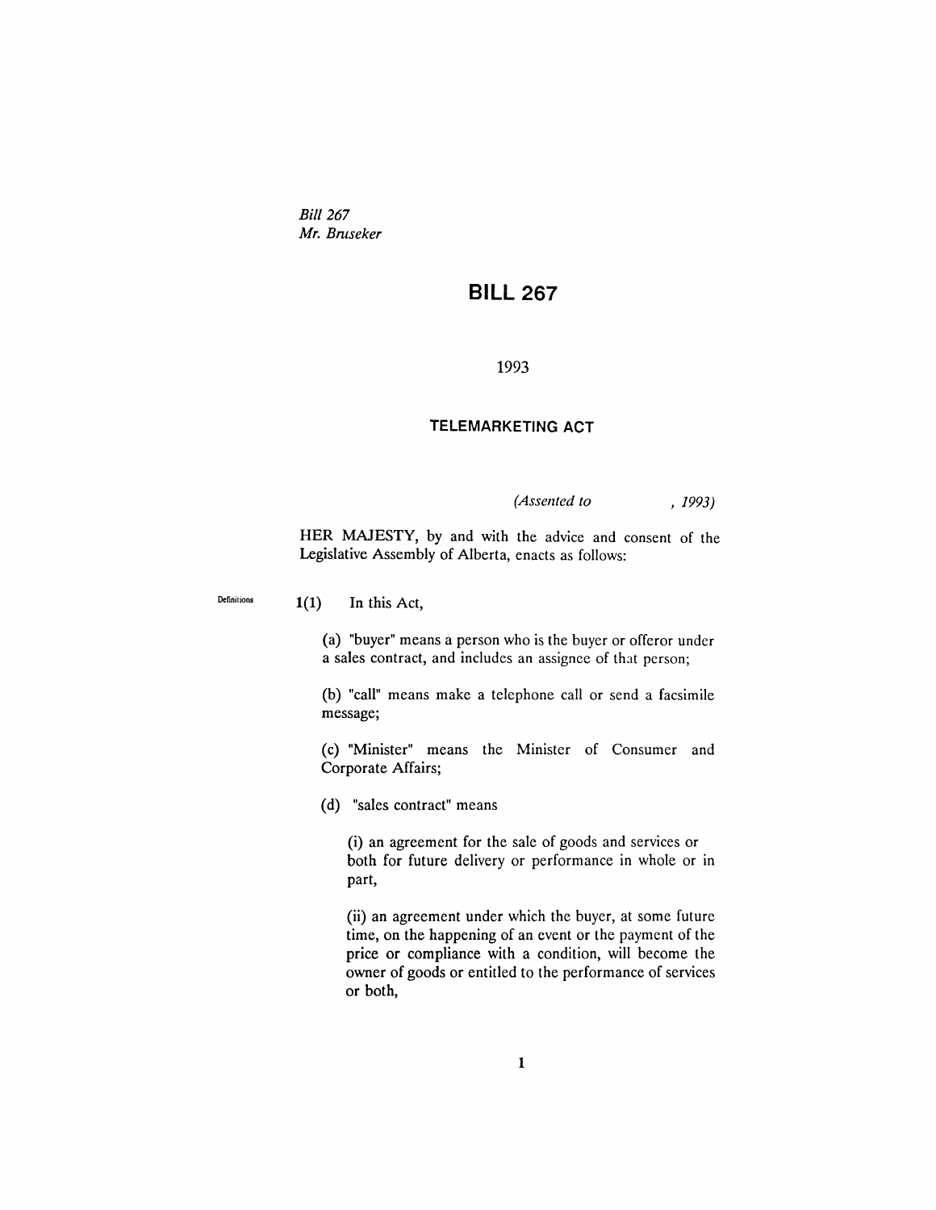*Bill 267*
*Mr. Bruseker*

# BILL 267

1993

## TELEMARKETING ACT

*(Assented to , 1993)*

HER MAJESTY, by and with the advice and consent of the Legislative Assembly of Alberta, enacts as follows:

Definitions

**1**(1) In this Act,

(a) "buyer" means a person who is the buyer or offeror under a sales contract, and includes an assignee of that person;

(b) "call" means make a telephone call or send a facsimile message;

(c) "Minister" means the Minister of Consumer and Corporate Affairs;

(d) "sales contract" means

(i) an agreement for the sale of goods and services or both for future delivery or performance in whole or in part,

(ii) an agreement under which the buyer, at some future time, on the happening of an event or the payment of the price or compliance with a condition, will become the owner of goods or entitled to the performance of services or both,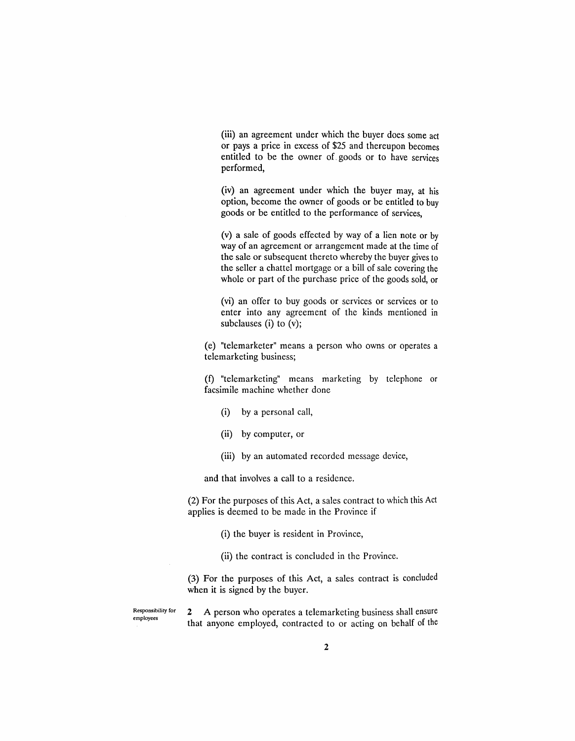(iii) an agreement under which the buyer does some act or pays a price in excess of $25 and thereupon becomes entitled to be the owner of goods or to have services performed,

(iv) an agreement under which the buyer may, at his option, become the owner of goods or be entitled to buy goods or be entitled to the performance of services,

(v) a sale of goods effected by way of a lien note or by way of an agreement or arrangement made at the time of the sale or subsequent thereto whereby the buyer gives to the seller a chattel mortgage or a bill of sale covering the whole or part of the purchase price of the goods sold, or

(vi) an offer to buy goods or services or services or to enter into any agreement of the kinds mentioned in subclauses (i) to (v);

(e) "telemarketer" means a person who owns or operates a telemarketing business;

(f) "telemarketing" means marketing by telephone or facsimile machine whether done

(i) by a personal call,

(ii) by computer, or

(iii) by an automated recorded message device,

and that involves a call to a residence.

(2) For the purposes of this Act, a sales contract to which this Act applies is deemed to be made in the Province if

(i) the buyer is resident in Province,

(ii) the contract is concluded in the Province.

(3) For the purposes of this Act, a sales contract is concluded when it is signed by the buyer.

Responsibility for employees

**2** A person who operates a telemarketing business shall ensure that anyone employed, contracted to or acting on behalf of the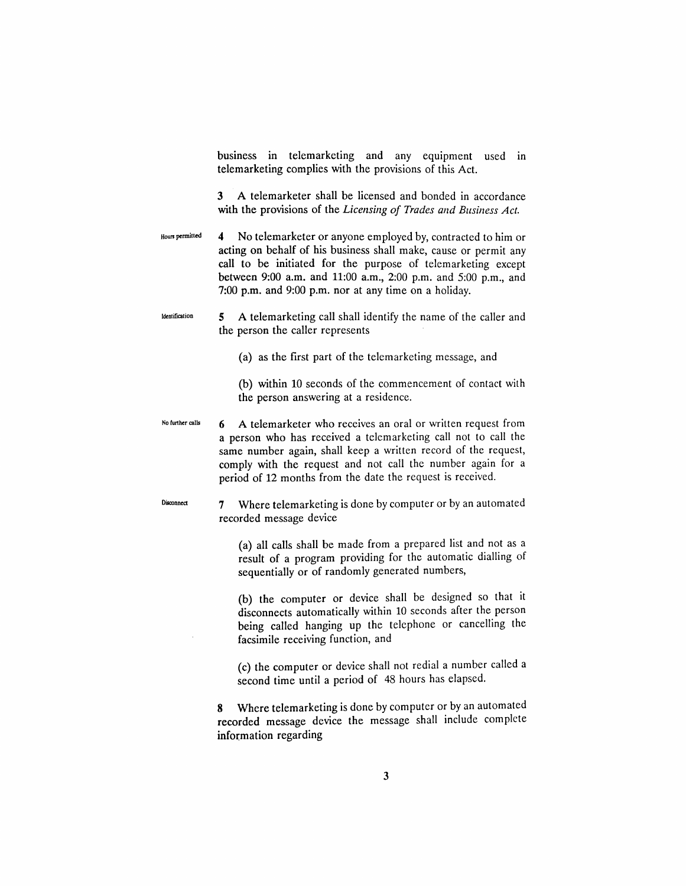business in telemarketing and any equipment used in telemarketing complies with the provisions of this Act.

3 A telemarketer shall be licensed and bonded in accordance with the provisions of the *Licensing of Trades and Business Act.*

Hours permitted

4 No telemarketer or anyone employed by, contracted to him or acting on behalf of his business shall make, cause or permit any call to be initiated for the purpose of telemarketing except between 9:00 a.m. and 11:00 a.m., 2:00 p.m. and 5:00 p.m., and 7:00 p.m. and 9:00 p.m. nor at any time on a holiday.

Identification

5 A telemarketing call shall identify the name of the caller and the person the caller represents

(a) as the first part of the telemarketing message, and

(b) within 10 seconds of the commencement of contact with the person answering at a residence.

No further calls

6 A telemarketer who receives an oral or written request from a person who has received a telemarketing call not to call the same number again, shall keep a written record of the request, comply with the request and not call the number again for a period of 12 months from the date the request is received.

Disconnect

7 Where telemarketing is done by computer or by an automated recorded message device

(a) all calls shall be made from a prepared list and not as a result of a program providing for the automatic dialling of sequentially or of randomly generated numbers,

(b) the computer or device shall be designed so that it disconnects automatically within 10 seconds after the person being called hanging up the telephone or cancelling the facsimile receiving function, and

(c) the computer or device shall not redial a number called a second time until a period of 48 hours has elapsed.

8 Where telemarketing is done by computer or by an automated recorded message device the message shall include complete information regarding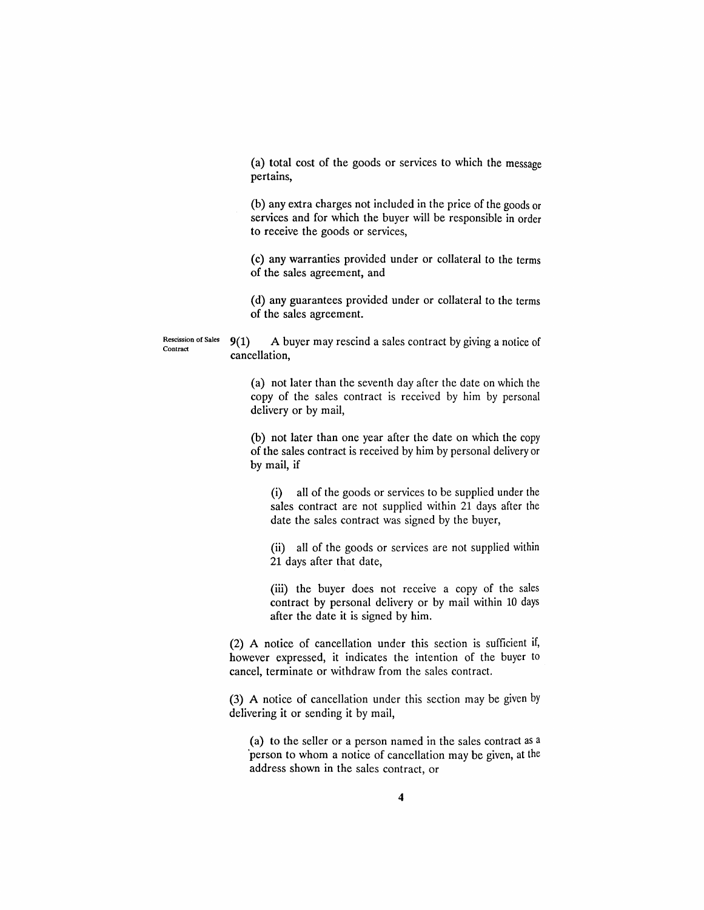(a) total cost of the goods or services to which the message pertains,

(b) any extra charges not included in the price of the goods or services and for which the buyer will be responsible in order to receive the goods or services,

(c) any warranties provided under or collateral to the terms of the sales agreement, and

(d) any guarantees provided under or collateral to the terms of the sales agreement.

Rescission of Sales Contract

9(1) A buyer may rescind a sales contract by giving a notice of cancellation,

(a) not later than the seventh day after the date on which the copy of the sales contract is received by him by personal delivery or by mail,

(b) not later than one year after the date on which the copy of the sales contract is received by him by personal delivery or by mail, if

(i) all of the goods or services to be supplied under the sales contract are not supplied within 21 days after the date the sales contract was signed by the buyer,

(ii) all of the goods or services are not supplied within 21 days after that date,

(iii) the buyer does not receive a copy of the sales contract by personal delivery or by mail within 10 days after the date it is signed by him.

(2) A notice of cancellation under this section is sufficient if, however expressed, it indicates the intention of the buyer to cancel, terminate or withdraw from the sales contract.

(3) A notice of cancellation under this section may be given by delivering it or sending it by mail,

(a) to the seller or a person named in the sales contract as a person to whom a notice of cancellation may be given, at the address shown in the sales contract, or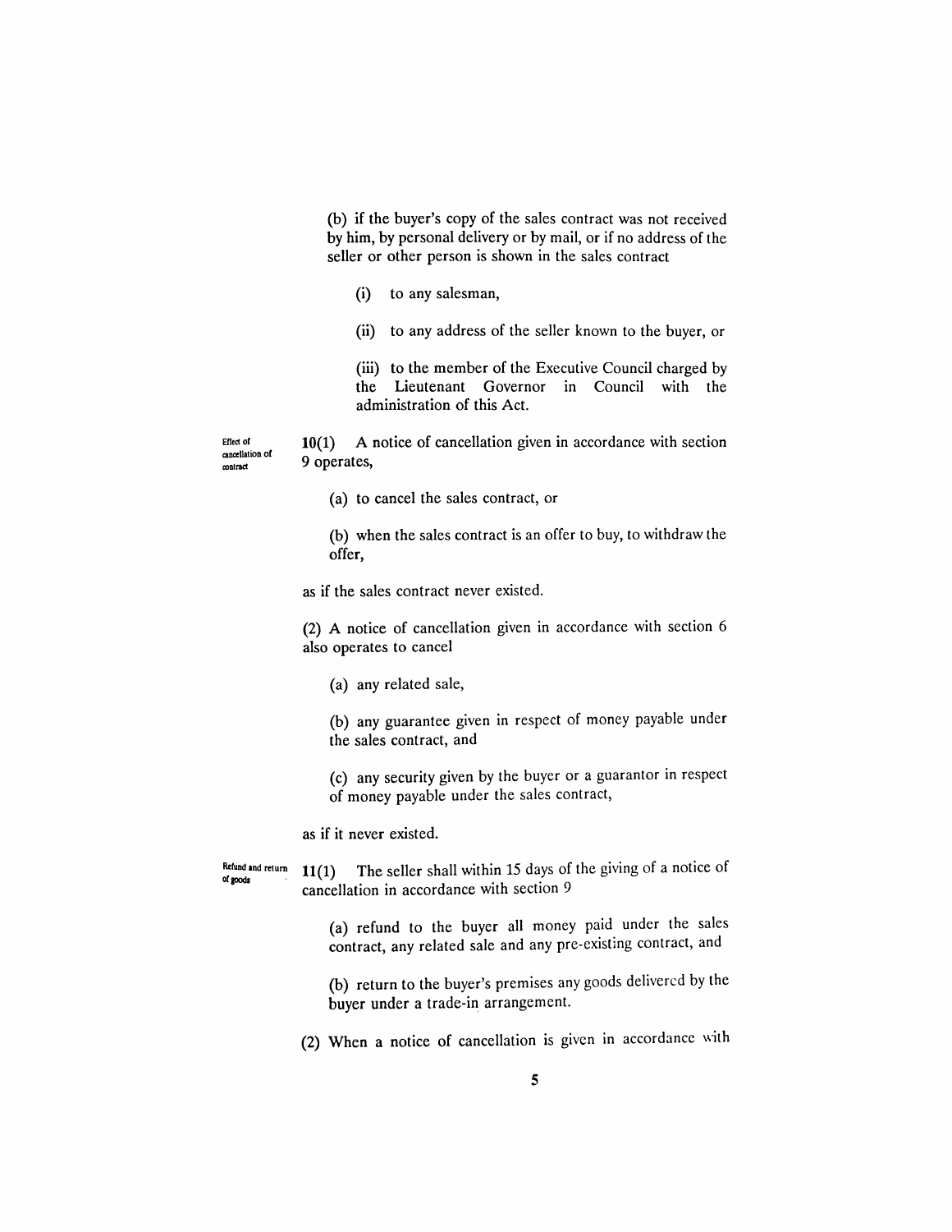(b) if the buyer's copy of the sales contract was not received by him, by personal delivery or by mail, or if no address of the seller or other person is shown in the sales contract

(i) to any salesman,

(ii) to any address of the seller known to the buyer, or

(iii) to the member of the Executive Council charged by the Lieutenant Governor in Council with the administration of this Act.

Effect of cancellation of contract

**10(1)** A notice of cancellation given in accordance with section 9 operates,

(a) to cancel the sales contract, or

(b) when the sales contract is an offer to buy, to withdraw the offer,

as if the sales contract never existed.

(2) A notice of cancellation given in accordance with section 6 also operates to cancel

(a) any related sale,

(b) any guarantee given in respect of money payable under the sales contract, and

(c) any security given by the buyer or a guarantor in respect of money payable under the sales contract,

as if it never existed.

Refund and return of goods

**11(1)** The seller shall within 15 days of the giving of a notice of cancellation in accordance with section 9

(a) refund to the buyer all money paid under the sales contract, any related sale and any pre-existing contract, and

(b) return to the buyer's premises any goods delivered by the buyer under a trade-in arrangement.

(2) When a notice of cancellation is given in accordance with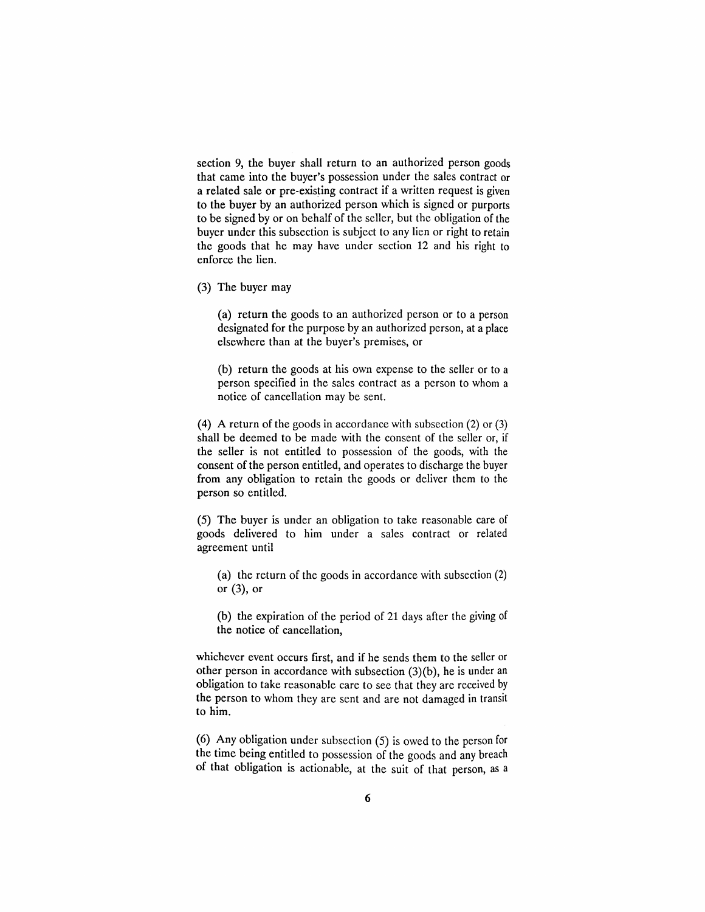section 9, the buyer shall return to an authorized person goods that came into the buyer's possession under the sales contract or a related sale or pre-existing contract if a written request is given to the buyer by an authorized person which is signed or purports to be signed by or on behalf of the seller, but the obligation of the buyer under this subsection is subject to any lien or right to retain the goods that he may have under section 12 and his right to enforce the lien.

(3) The buyer may

(a) return the goods to an authorized person or to a person designated for the purpose by an authorized person, at a place elsewhere than at the buyer's premises, or

(b) return the goods at his own expense to the seller or to a person specified in the sales contract as a person to whom a notice of cancellation may be sent.

(4) A return of the goods in accordance with subsection (2) or (3) shall be deemed to be made with the consent of the seller or, if the seller is not entitled to possession of the goods, with the consent of the person entitled, and operates to discharge the buyer from any obligation to retain the goods or deliver them to the person so entitled.

(5) The buyer is under an obligation to take reasonable care of goods delivered to him under a sales contract or related agreement until

(a) the return of the goods in accordance with subsection (2) or (3), or

(b) the expiration of the period of 21 days after the giving of the notice of cancellation,

whichever event occurs first, and if he sends them to the seller or other person in accordance with subsection (3)(b), he is under an obligation to take reasonable care to see that they are received by the person to whom they are sent and are not damaged in transit to him.

(6) Any obligation under subsection (5) is owed to the person for the time being entitled to possession of the goods and any breach of that obligation is actionable, at the suit of that person, as a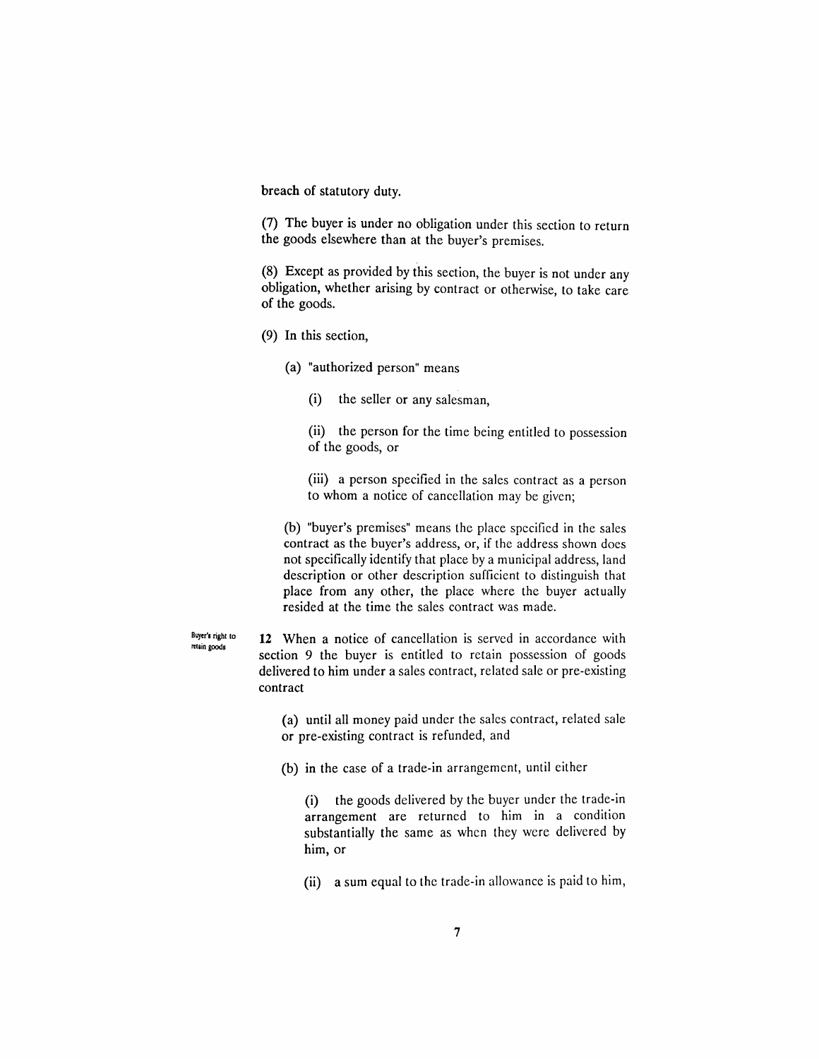breach of statutory duty.

(7) The buyer is under no obligation under this section to return the goods elsewhere than at the buyer's premises.

(8) Except as provided by this section, the buyer is not under any obligation, whether arising by contract or otherwise, to take care of the goods.

(9) In this section,

(a) "authorized person" means

(i) the seller or any salesman,

(ii) the person for the time being entitled to possession of the goods, or

(iii) a person specified in the sales contract as a person to whom a notice of cancellation may be given;

(b) "buyer's premises" means the place specified in the sales contract as the buyer's address, or, if the address shown does not specifically identify that place by a municipal address, land description or other description sufficient to distinguish that place from any other, the place where the buyer actually resided at the time the sales contract was made.

*Buyer's right to retain goods*

**12** When a notice of cancellation is served in accordance with section 9 the buyer is entitled to retain possession of goods delivered to him under a sales contract, related sale or pre-existing contract

(a) until all money paid under the sales contract, related sale or pre-existing contract is refunded, and

(b) in the case of a trade-in arrangement, until either

(i) the goods delivered by the buyer under the trade-in arrangement are returned to him in a condition substantially the same as when they were delivered by him, or

(ii) a sum equal to the trade-in allowance is paid to him,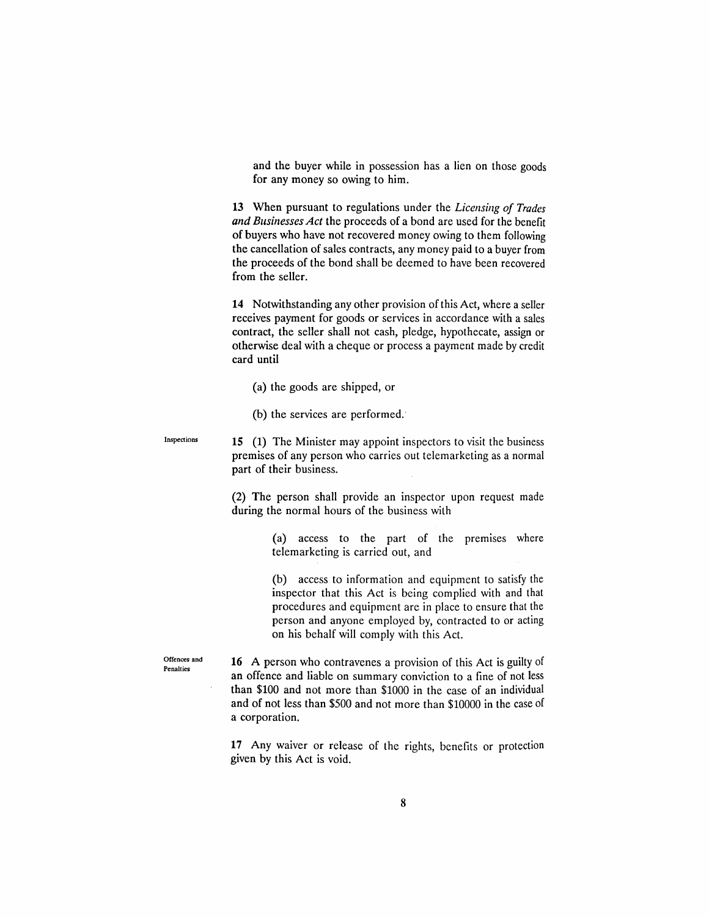and the buyer while in possession has a lien on those goods for any money so owing to him.

13 When pursuant to regulations under the *Licensing of Trades and Businesses Act* the proceeds of a bond are used for the benefit of buyers who have not recovered money owing to them following the cancellation of sales contracts, any money paid to a buyer from the proceeds of the bond shall be deemed to have been recovered from the seller.

14 Notwithstanding any other provision of this Act, where a seller receives payment for goods or services in accordance with a sales contract, the seller shall not cash, pledge, hypothecate, assign or otherwise deal with a cheque or process a payment made by credit card until

(a) the goods are shipped, or

(b) the services are performed.

**Inspections**

15 (1) The Minister may appoint inspectors to visit the business premises of any person who carries out telemarketing as a normal part of their business.

(2) The person shall provide an inspector upon request made during the normal hours of the business with

(a) access to the part of the premises where telemarketing is carried out, and

(b) access to information and equipment to satisfy the inspector that this Act is being complied with and that procedures and equipment are in place to ensure that the person and anyone employed by, contracted to or acting on his behalf will comply with this Act.

**Offences and Penalties**

16 A person who contravenes a provision of this Act is guilty of an offence and liable on summary conviction to a fine of not less than $100 and not more than $1000 in the case of an individual and of not less than $500 and not more than $10000 in the case of a corporation.

17 Any waiver or release of the rights, benefits or protection given by this Act is void.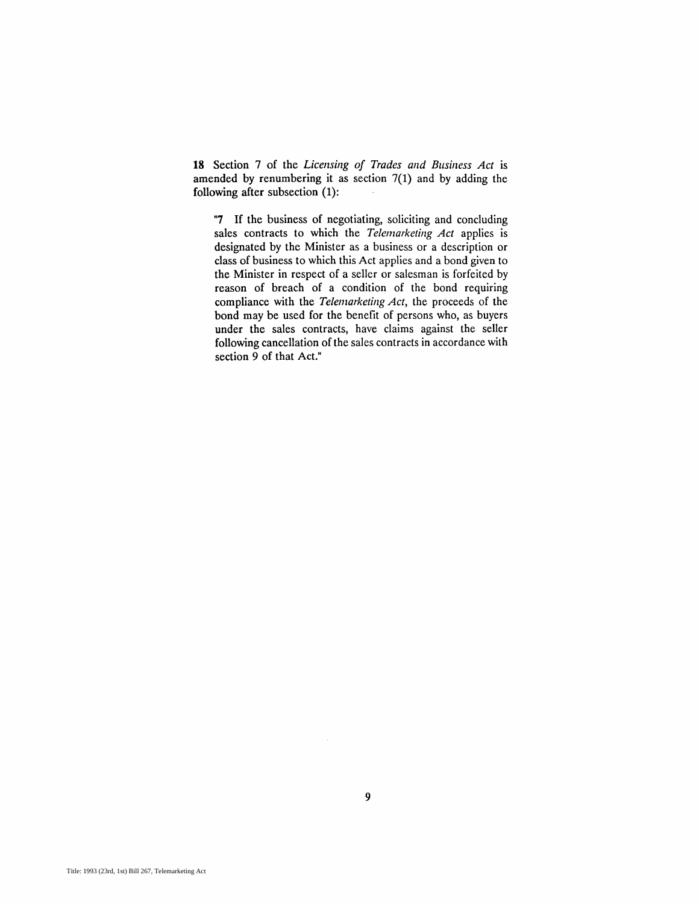**18** Section 7 of the *Licensing of Trades and Business Act* is amended by renumbering it as section 7(1) and by adding the following after subsection (1):

> "**7** If the business of negotiating, soliciting and concluding sales contracts to which the *Telemarketing Act* applies is designated by the Minister as a business or a description or class of business to which this Act applies and a bond given to the Minister in respect of a seller or salesman is forfeited by reason of breach of a condition of the bond requiring compliance with the *Telemarketing Act*, the proceeds of the bond may be used for the benefit of persons who, as buyers under the sales contracts, have claims against the seller following cancellation of the sales contracts in accordance with section 9 of that Act."